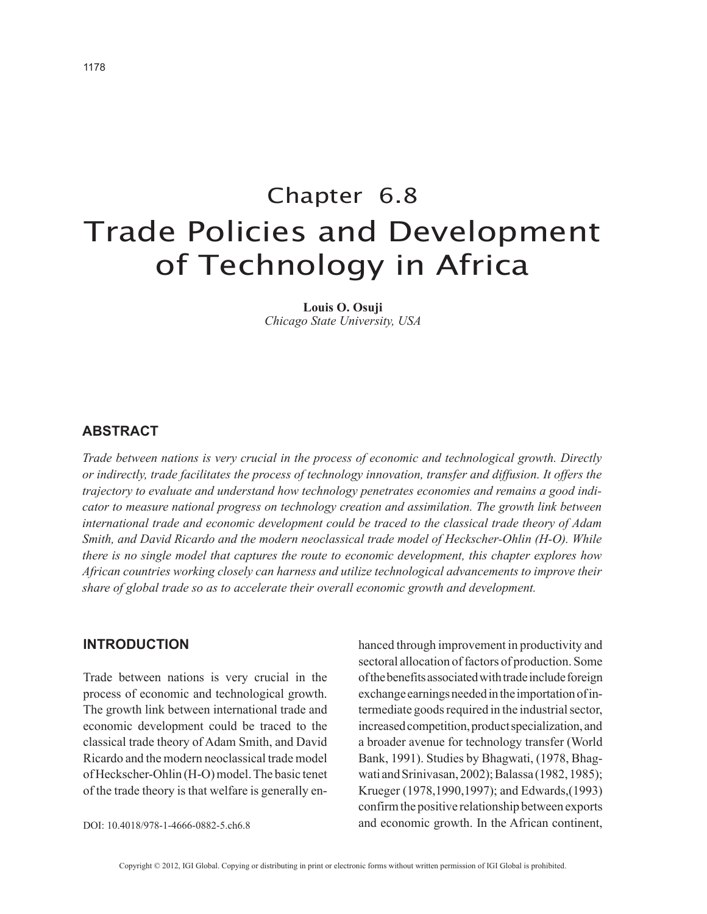# Chapter 6.8
# Trade Policies and Development of Technology in Africa

**Louis O. Osuji**
*Chicago State University, USA*

## ABSTRACT

*Trade between nations is very crucial in the process of economic and technological growth. Directly or indirectly, trade facilitates the process of technology innovation, transfer and diffusion. It offers the trajectory to evaluate and understand how technology penetrates economies and remains a good indicator to measure national progress on technology creation and assimilation. The growth link between international trade and economic development could be traced to the classical trade theory of Adam Smith, and David Ricardo and the modern neoclassical trade model of Heckscher-Ohlin (H-O). While there is no single model that captures the route to economic development, this chapter explores how African countries working closely can harness and utilize technological advancements to improve their share of global trade so as to accelerate their overall economic growth and development.*

## INTRODUCTION

Trade between nations is very crucial in the process of economic and technological growth. The growth link between international trade and economic development could be traced to the classical trade theory of Adam Smith, and David Ricardo and the modern neoclassical trade model of Heckscher-Ohlin (H-O) model. The basic tenet of the trade theory is that welfare is generally enhanced through improvement in productivity and sectoral allocation of factors of production. Some of the benefits associated with trade include foreign exchange earnings needed in the importation of intermediate goods required in the industrial sector, increased competition, product specialization, and a broader avenue for technology transfer (World Bank, 1991). Studies by Bhagwati, (1978, Bhagwati and Srinivasan, 2002); Balassa (1982, 1985); Krueger (1978,1990,1997); and Edwards,(1993) confirm the positive relationship between exports and economic growth. In the African continent,

DOI: 10.4018/978-1-4666-0882-5.ch6.8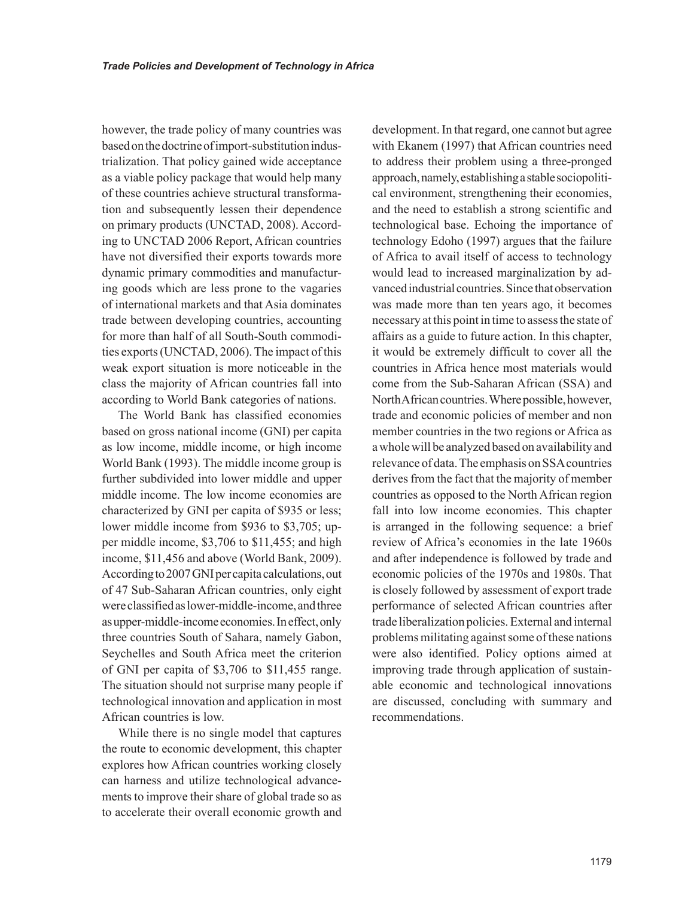however, the trade policy of many countries was based on the doctrine of import-substitution industrialization. That policy gained wide acceptance as a viable policy package that would help many of these countries achieve structural transformation and subsequently lessen their dependence on primary products (UNCTAD, 2008). According to UNCTAD 2006 Report, African countries have not diversified their exports towards more dynamic primary commodities and manufacturing goods which are less prone to the vagaries of international markets and that Asia dominates trade between developing countries, accounting for more than half of all South-South commodities exports (UNCTAD, 2006). The impact of this weak export situation is more noticeable in the class the majority of African countries fall into according to World Bank categories of nations.

The World Bank has classified economies based on gross national income (GNI) per capita as low income, middle income, or high income World Bank (1993). The middle income group is further subdivided into lower middle and upper middle income. The low income economies are characterized by GNI per capita of $935 or less; lower middle income from $936 to $3,705; upper middle income, $3,706 to $11,455; and high income, $11,456 and above (World Bank, 2009). According to 2007 GNI per capita calculations, out of 47 Sub-Saharan African countries, only eight were classified as lower-middle-income, and three as upper-middle-income economies. In effect, only three countries South of Sahara, namely Gabon, Seychelles and South Africa meet the criterion of GNI per capita of $3,706 to $11,455 range. The situation should not surprise many people if technological innovation and application in most African countries is low.

While there is no single model that captures the route to economic development, this chapter explores how African countries working closely can harness and utilize technological advancements to improve their share of global trade so as to accelerate their overall economic growth and development. In that regard, one cannot but agree with Ekanem (1997) that African countries need to address their problem using a three-pronged approach, namely, establishing a stable sociopolitical environment, strengthening their economies, and the need to establish a strong scientific and technological base. Echoing the importance of technology Edoho (1997) argues that the failure of Africa to avail itself of access to technology would lead to increased marginalization by advanced industrial countries. Since that observation was made more than ten years ago, it becomes necessary at this point in time to assess the state of affairs as a guide to future action. In this chapter, it would be extremely difficult to cover all the countries in Africa hence most materials would come from the Sub-Saharan African (SSA) and North African countries. Where possible, however, trade and economic policies of member and non member countries in the two regions or Africa as a whole will be analyzed based on availability and relevance of data. The emphasis on SSA countries derives from the fact that the majority of member countries as opposed to the North African region fall into low income economies. This chapter is arranged in the following sequence: a brief review of Africa's economies in the late 1960s and after independence is followed by trade and economic policies of the 1970s and 1980s. That is closely followed by assessment of export trade performance of selected African countries after trade liberalization policies. External and internal problems militating against some of these nations were also identified. Policy options aimed at improving trade through application of sustainable economic and technological innovations are discussed, concluding with summary and recommendations.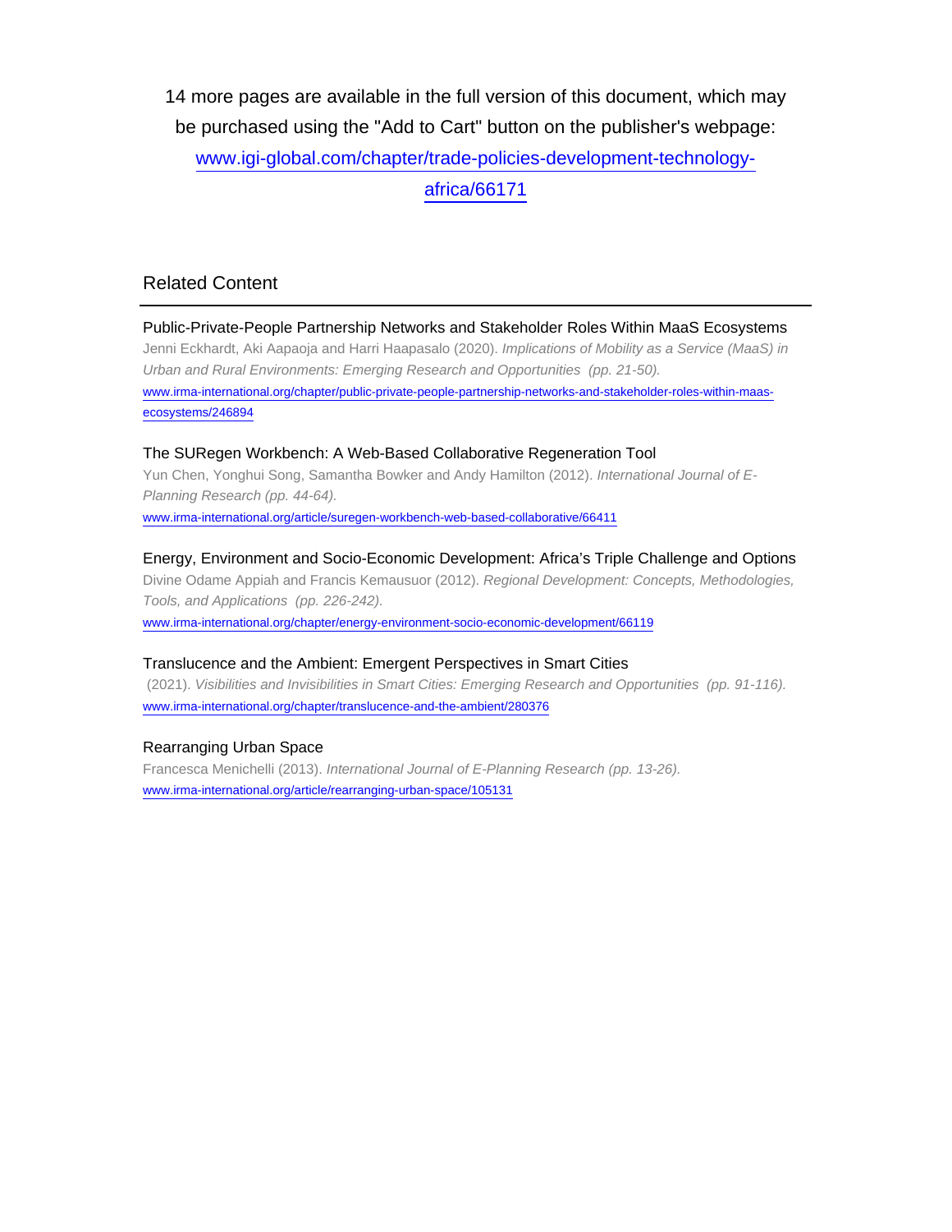14 more pages are available in the full version of this document, which may be purchased using the "Add to Cart" button on the publisher's webpage: [www.igi-global.com/chapter/trade-policies-development-technology-africa/66171](www.igi-global.com/chapter/trade-policies-development-technology-africa/66171)

## Related Content

**Public-Private-People Partnership Networks and Stakeholder Roles Within MaaS Ecosystems**
Jenni Eckhardt, Aki Aapaoja and Harri Haapasalo (2020). *Implications of Mobility as a Service (MaaS) in Urban and Rural Environments: Emerging Research and Opportunities (pp. 21-50).*
[www.irma-international.org/chapter/public-private-people-partnership-networks-and-stakeholder-roles-within-maas-ecosystems/246894](www.irma-international.org/chapter/public-private-people-partnership-networks-and-stakeholder-roles-within-maas-ecosystems/246894)

**The SURegen Workbench: A Web-Based Collaborative Regeneration Tool**
Yun Chen, Yonghui Song, Samantha Bowker and Andy Hamilton (2012). *International Journal of E-Planning Research (pp. 44-64).*
[www.irma-international.org/article/suregen-workbench-web-based-collaborative/66411](www.irma-international.org/article/suregen-workbench-web-based-collaborative/66411)

**Energy, Environment and Socio-Economic Development: Africa's Triple Challenge and Options**
Divine Odame Appiah and Francis Kemausuor (2012). *Regional Development: Concepts, Methodologies, Tools, and Applications (pp. 226-242).*
[www.irma-international.org/chapter/energy-environment-socio-economic-development/66119](www.irma-international.org/chapter/energy-environment-socio-economic-development/66119)

**Translucence and the Ambient: Emergent Perspectives in Smart Cities**
(2021). *Visibilities and Invisibilities in Smart Cities: Emerging Research and Opportunities (pp. 91-116).*
[www.irma-international.org/chapter/translucence-and-the-ambient/280376](www.irma-international.org/chapter/translucence-and-the-ambient/280376)

**Rearranging Urban Space**
Francesca Menichelli (2013). *International Journal of E-Planning Research (pp. 13-26).*
[www.irma-international.org/article/rearranging-urban-space/105131](www.irma-international.org/article/rearranging-urban-space/105131)